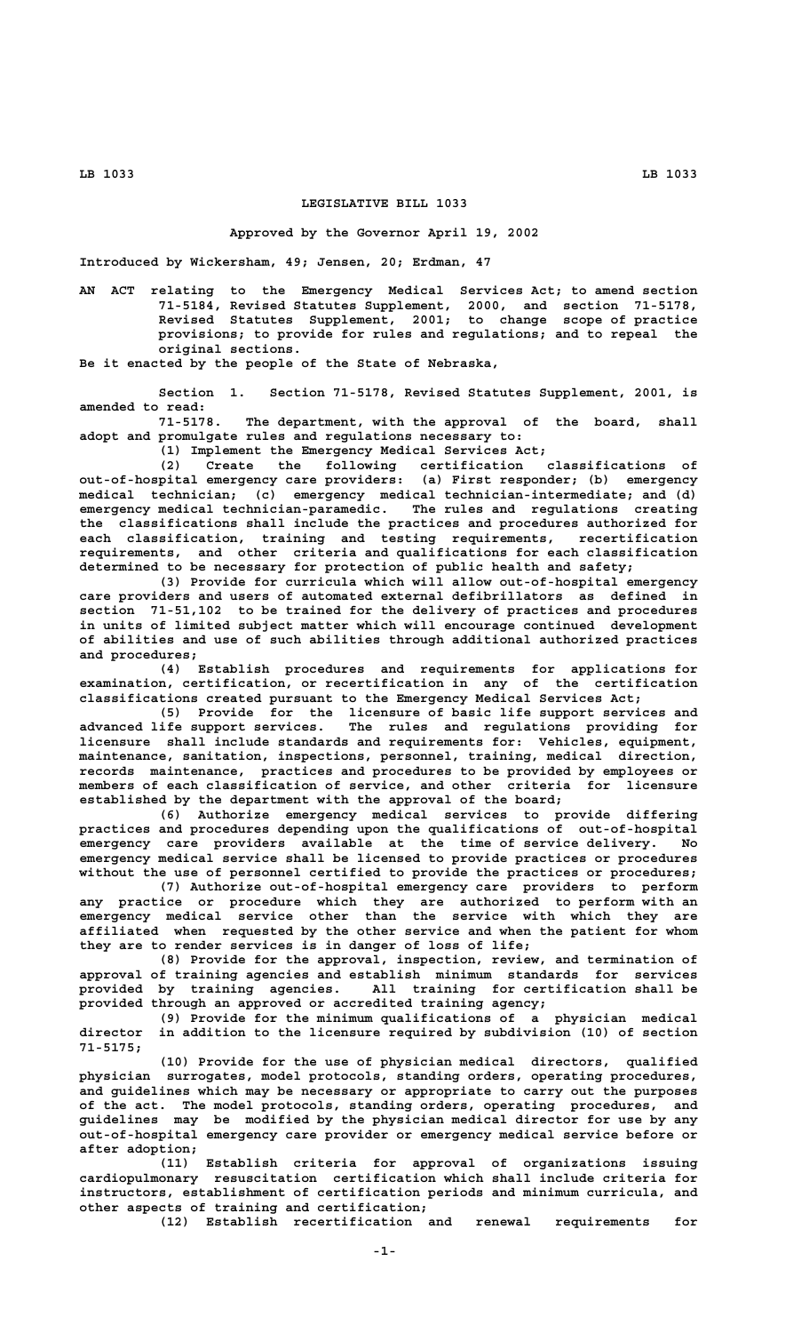# LEGISLATIVE BILL 1033

Approved by the Governor April 19, 2002

Introduced by Wickersham, 49; Jensen, 20; Erdman, 47

AN ACT relating to the Emergency Medical Services Act; to amend section 71-5184, Revised Statutes Supplement, 2000, and section 71-5178, Revised Statutes Supplement, 2001; to change scope of practice provisions; to provide for rules and regulations; and to repeal the original sections.

Be it enacted by the people of the State of Nebraska,

Section 1. Section 71-5178, Revised Statutes Supplement, 2001, is amended to read:

71-5178. The department, with the approval of the board, shall adopt and promulgate rules and regulations necessary to:

(1) Implement the Emergency Medical Services Act;

(2) Create the following certification classifications of out-of-hospital emergency care providers: (a) First responder; (b) emergency medical technician; (c) emergency medical technician-intermediate; and (d) emergency medical technician-paramedic. The rules and regulations creating the classifications shall include the practices and procedures authorized for each classification, training and testing requirements, recertification requirements, and other criteria and qualifications for each classification determined to be necessary for protection of public health and safety;

(3) Provide for curricula which will allow out-of-hospital emergency care providers and users of automated external defibrillators as defined in section 71-51,102 to be trained for the delivery of practices and procedures in units of limited subject matter which will encourage continued development of abilities and use of such abilities through additional authorized practices and procedures;

(4) Establish procedures and requirements for applications for examination, certification, or recertification in any of the certification classifications created pursuant to the Emergency Medical Services Act;

(5) Provide for the licensure of basic life support services and advanced life support services. The rules and regulations providing for licensure shall include standards and requirements for: Vehicles, equipment, maintenance, sanitation, inspections, personnel, training, medical direction, records maintenance, practices and procedures to be provided by employees or members of each classification of service, and other criteria for licensure established by the department with the approval of the board;

(6) Authorize emergency medical services to provide differing practices and procedures depending upon the qualifications of out-of-hospital emergency care providers available at the time of service delivery. No emergency medical service shall be licensed to provide practices or procedures without the use of personnel certified to provide the practices or procedures;

(7) Authorize out-of-hospital emergency care providers to perform any practice or procedure which they are authorized to perform with an emergency medical service other than the service with which they are affiliated when requested by the other service and when the patient for whom they are to render services is in danger of loss of life;

(8) Provide for the approval, inspection, review, and termination of approval of training agencies and establish minimum standards for services provided by training agencies. All training for certification shall be provided through an approved or accredited training agency;

(9) Provide for the minimum qualifications of a physician medical director in addition to the licensure required by subdivision (10) of section 71-5175;

(10) Provide for the use of physician medical directors, qualified physician surrogates, model protocols, standing orders, operating procedures, and guidelines which may be necessary or appropriate to carry out the purposes of the act. The model protocols, standing orders, operating procedures, and guidelines may be modified by the physician medical director for use by any out-of-hospital emergency care provider or emergency medical service before or after adoption;

(11) Establish criteria for approval of organizations issuing cardiopulmonary resuscitation certification which shall include criteria for instructors, establishment of certification periods and minimum curricula, and other aspects of training and certification;

(12) Establish recertification and renewal requirements for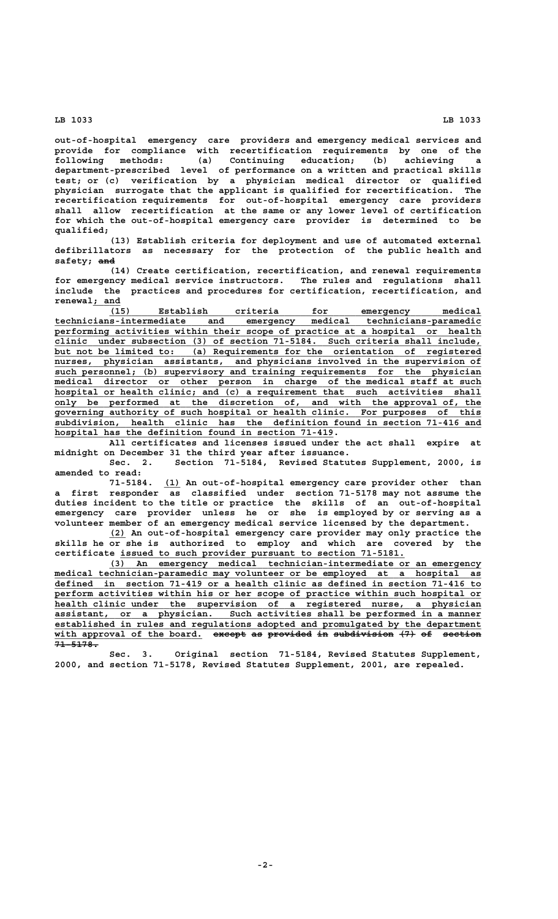out-of-hospital emergency care providers and emergency medical services and provide for compliance with recertification requirements by one of the following methods: (a) Continuing education; (b) achieving a department-prescribed level of performance on a written and practical skills test; or (c) verification by a physician medical director or qualified physician surrogate that the applicant is qualified for recertification. The recertification requirements for out-of-hospital emergency care providers shall allow recertification at the same or any lower level of certification for which the out-of-hospital emergency care provider is determined to be qualified;

(13) Establish criteria for deployment and use of automated external defibrillators as necessary for the protection of the public health and safety; ~~and~~

(14) Create certification, recertification, and renewal requirements for emergency medical service instructors. The rules and regulations shall include the practices and procedures for certification, recertification, and renewal; and

(15) Establish criteria for emergency medical technicians-intermediate and emergency medical technicians-paramedic performing activities within their scope of practice at a hospital or health clinic under subsection (3) of section 71-5184. Such criteria shall include, but not be limited to: (a) Requirements for the orientation of registered nurses, physician assistants, and physicians involved in the supervision of such personnel; (b) supervisory and training requirements for the physician medical director or other person in charge of the medical staff at such hospital or health clinic; and (c) a requirement that such activities shall only be performed at the discretion of, and with the approval of, the governing authority of such hospital or health clinic. For purposes of this subdivision, health clinic has the definition found in section 71-416 and hospital has the definition found in section 71-419.

All certificates and licenses issued under the act shall expire at midnight on December 31 the third year after issuance.

Sec. 2. Section 71-5184, Revised Statutes Supplement, 2000, is amended to read:

71-5184. (1) An out-of-hospital emergency care provider other than a first responder as classified under section 71-5178 may not assume the duties incident to the title or practice the skills of an out-of-hospital emergency care provider unless he or she is employed by or serving as a volunteer member of an emergency medical service licensed by the department.

(2) An out-of-hospital emergency care provider may only practice the skills he or she is authorized to employ and which are covered by the certificate issued to such provider pursuant to section 71-5181.

(3) An emergency medical technician-intermediate or an emergency medical technician-paramedic may volunteer or be employed at a hospital as defined in section 71-419 or a health clinic as defined in section 71-416 to perform activities within his or her scope of practice within such hospital or health clinic under the supervision of a registered nurse, a physician assistant, or a physician. Such activities shall be performed in a manner established in rules and regulations adopted and promulgated by the department with approval of the board. ~~except as provided in subdivision (7) of section 71-5178.~~

Sec. 3. Original section 71-5184, Revised Statutes Supplement, 2000, and section 71-5178, Revised Statutes Supplement, 2001, are repealed.